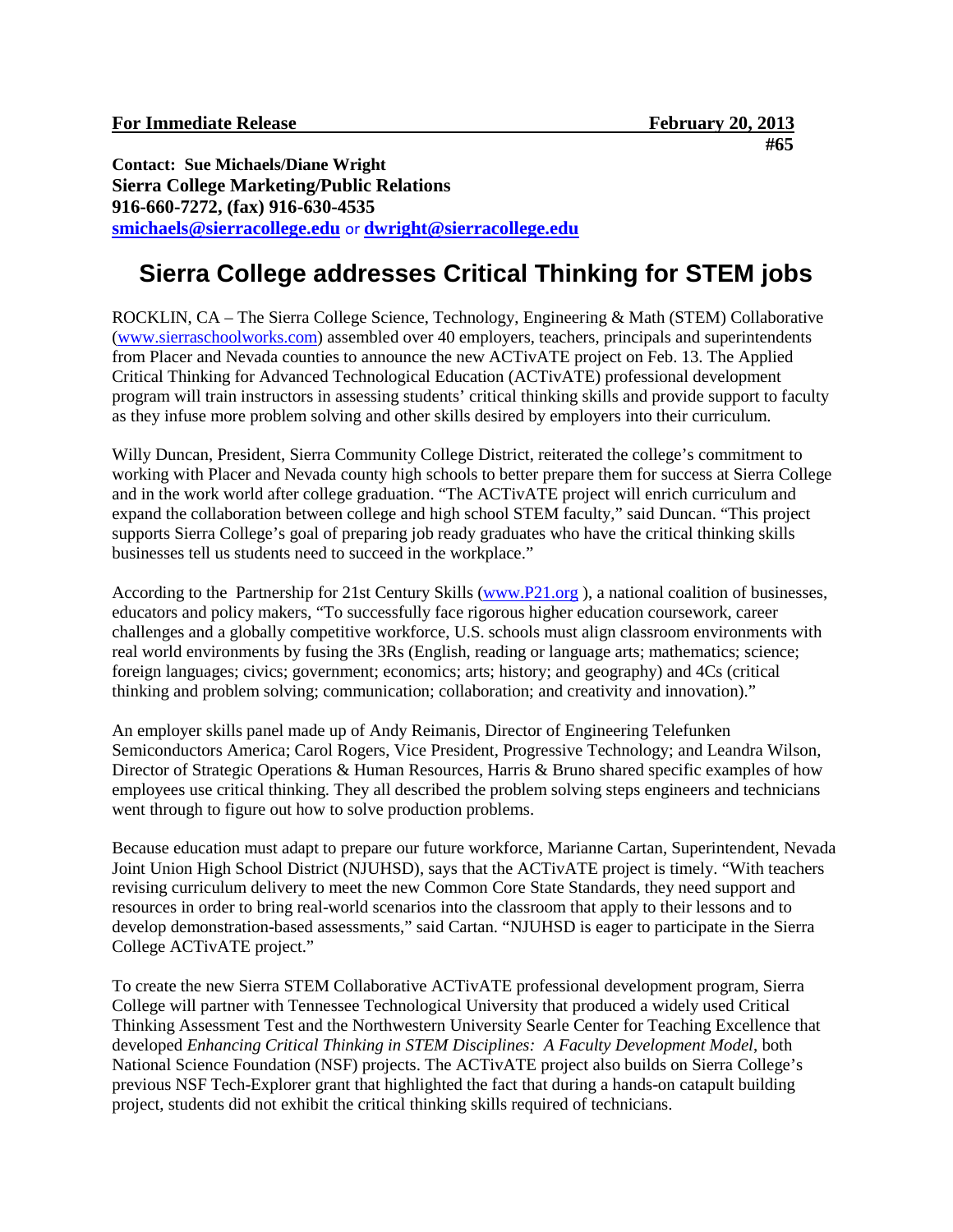**For Immediate Release** **February 20, 2013**

**#65**

**Contact: Sue Michaels/Diane Wright**
**Sierra College Marketing/Public Relations**
**916-660-7272, (fax) 916-630-4535**
**smichaels@sierracollege.edu** or **dwright@sierracollege.edu**

# Sierra College addresses Critical Thinking for STEM jobs

ROCKLIN, CA – The Sierra College Science, Technology, Engineering & Math (STEM) Collaborative (www.sierraschoolworks.com) assembled over 40 employers, teachers, principals and superintendents from Placer and Nevada counties to announce the new ACTivATE project on Feb. 13. The Applied Critical Thinking for Advanced Technological Education (ACTivATE) professional development program will train instructors in assessing students' critical thinking skills and provide support to faculty as they infuse more problem solving and other skills desired by employers into their curriculum.

Willy Duncan, President, Sierra Community College District, reiterated the college's commitment to working with Placer and Nevada county high schools to better prepare them for success at Sierra College and in the work world after college graduation. "The ACTivATE project will enrich curriculum and expand the collaboration between college and high school STEM faculty," said Duncan. "This project supports Sierra College's goal of preparing job ready graduates who have the critical thinking skills businesses tell us students need to succeed in the workplace."

According to the Partnership for 21st Century Skills (www.P21.org ), a national coalition of businesses, educators and policy makers, "To successfully face rigorous higher education coursework, career challenges and a globally competitive workforce, U.S. schools must align classroom environments with real world environments by fusing the 3Rs (English, reading or language arts; mathematics; science; foreign languages; civics; government; economics; arts; history; and geography) and 4Cs (critical thinking and problem solving; communication; collaboration; and creativity and innovation)."

An employer skills panel made up of Andy Reimanis, Director of Engineering Telefunken Semiconductors America; Carol Rogers, Vice President, Progressive Technology; and Leandra Wilson, Director of Strategic Operations & Human Resources, Harris & Bruno shared specific examples of how employees use critical thinking. They all described the problem solving steps engineers and technicians went through to figure out how to solve production problems.

Because education must adapt to prepare our future workforce, Marianne Cartan, Superintendent, Nevada Joint Union High School District (NJUHSD), says that the ACTivATE project is timely. "With teachers revising curriculum delivery to meet the new Common Core State Standards, they need support and resources in order to bring real-world scenarios into the classroom that apply to their lessons and to develop demonstration-based assessments," said Cartan. "NJUHSD is eager to participate in the Sierra College ACTivATE project."

To create the new Sierra STEM Collaborative ACTivATE professional development program, Sierra College will partner with Tennessee Technological University that produced a widely used Critical Thinking Assessment Test and the Northwestern University Searle Center for Teaching Excellence that developed *Enhancing Critical Thinking in STEM Disciplines: A Faculty Development Model*, both National Science Foundation (NSF) projects. The ACTivATE project also builds on Sierra College's previous NSF Tech-Explorer grant that highlighted the fact that during a hands-on catapult building project, students did not exhibit the critical thinking skills required of technicians.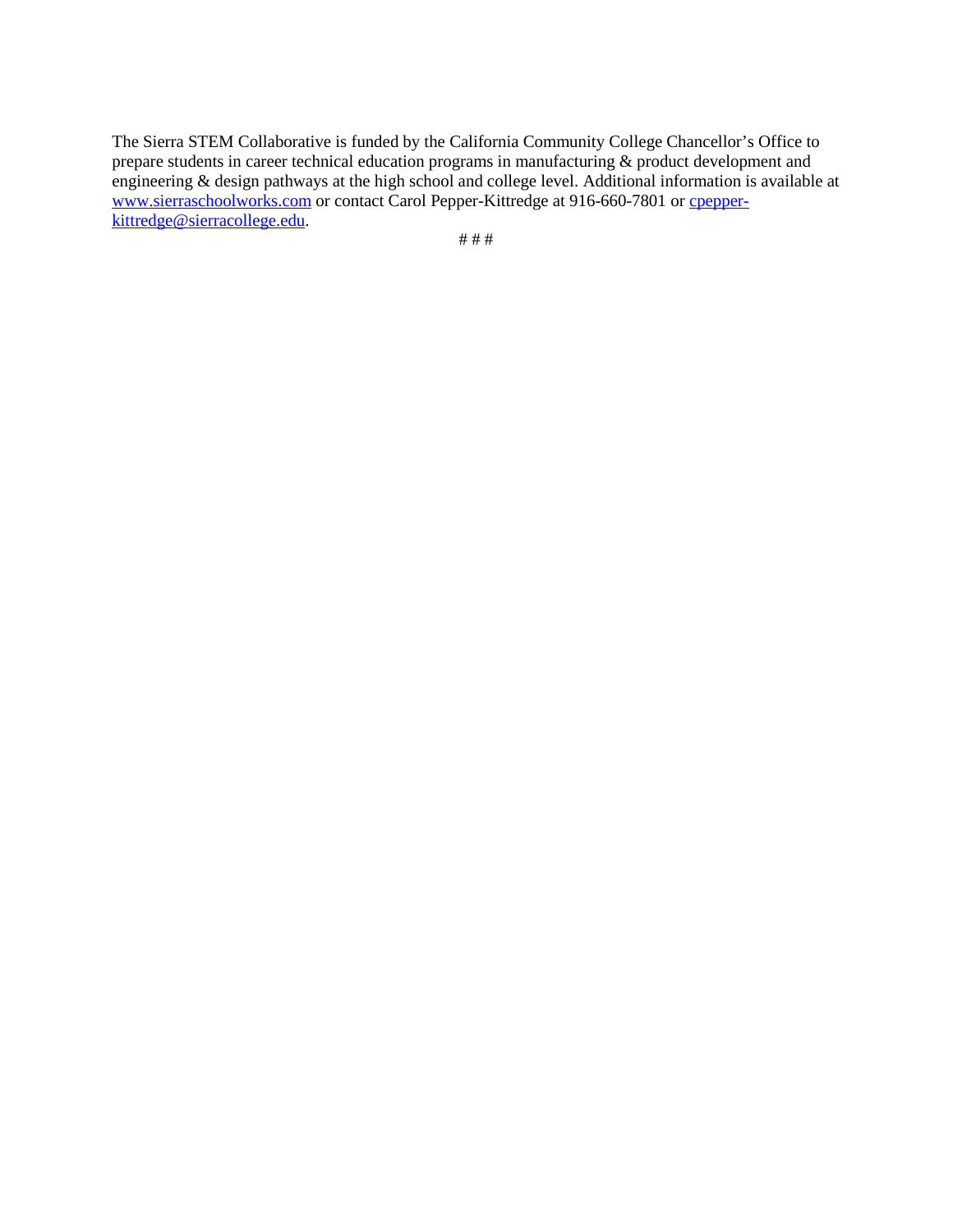The Sierra STEM Collaborative is funded by the California Community College Chancellor's Office to prepare students in career technical education programs in manufacturing & product development and engineering & design pathways at the high school and college level. Additional information is available at www.sierraschoolworks.com or contact Carol Pepper-Kittredge at 916-660-7801 or cpepper-kittredge@sierracollege.edu.

# # #